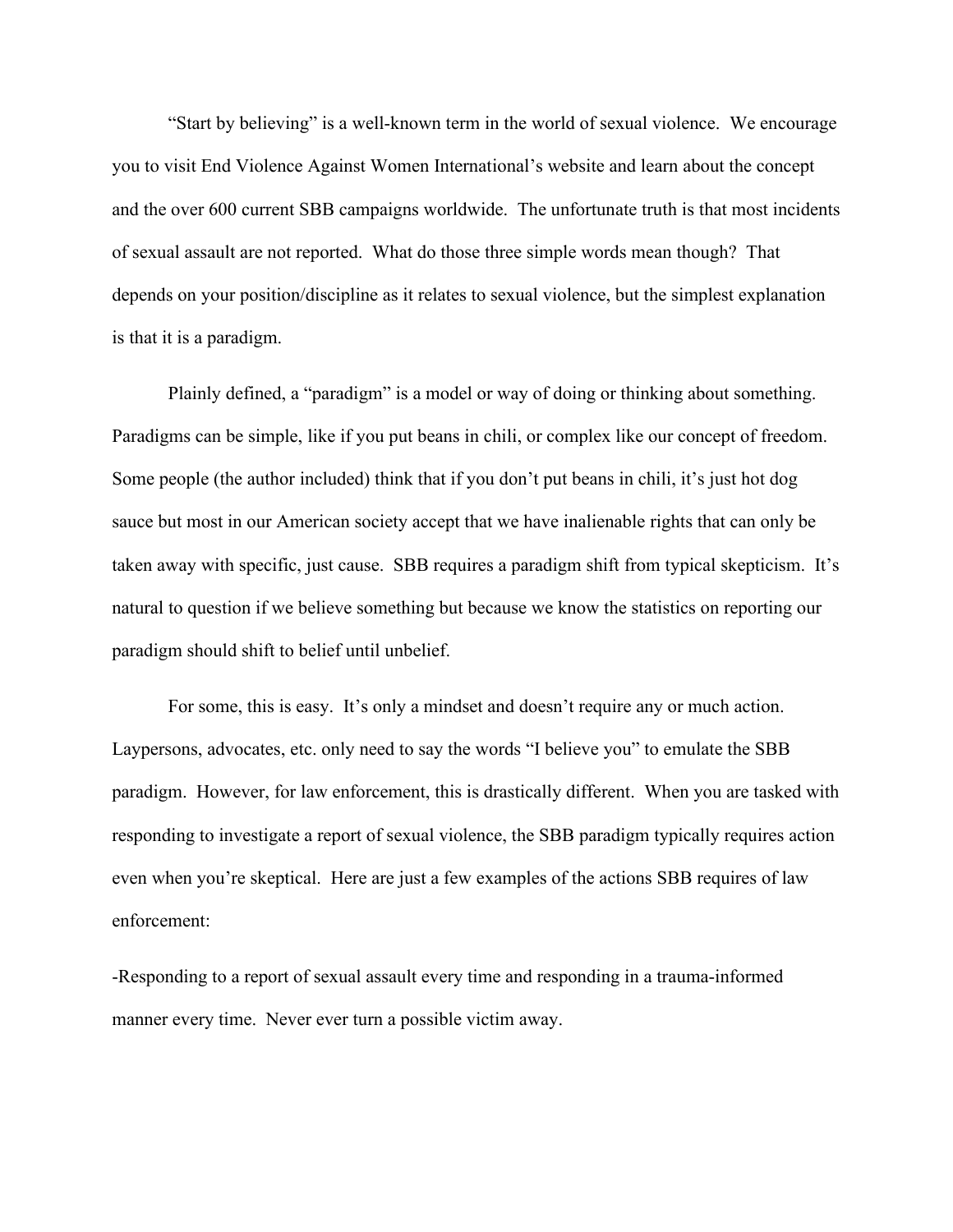"Start by believing" is a well-known term in the world of sexual violence. We encourage you to visit End Violence Against Women International's website and learn about the concept and the over 600 current SBB campaigns worldwide. The unfortunate truth is that most incidents of sexual assault are not reported. What do those three simple words mean though? That depends on your position/discipline as it relates to sexual violence, but the simplest explanation is that it is a paradigm.

Plainly defined, a "paradigm" is a model or way of doing or thinking about something. Paradigms can be simple, like if you put beans in chili, or complex like our concept of freedom. Some people (the author included) think that if you don't put beans in chili, it's just hot dog sauce but most in our American society accept that we have inalienable rights that can only be taken away with specific, just cause. SBB requires a paradigm shift from typical skepticism. It's natural to question if we believe something but because we know the statistics on reporting our paradigm should shift to belief until unbelief.

For some, this is easy. It's only a mindset and doesn't require any or much action. Laypersons, advocates, etc. only need to say the words "I believe you" to emulate the SBB paradigm. However, for law enforcement, this is drastically different. When you are tasked with responding to investigate a report of sexual violence, the SBB paradigm typically requires action even when you're skeptical. Here are just a few examples of the actions SBB requires of law enforcement:

-Responding to a report of sexual assault every time and responding in a trauma-informed manner every time. Never ever turn a possible victim away.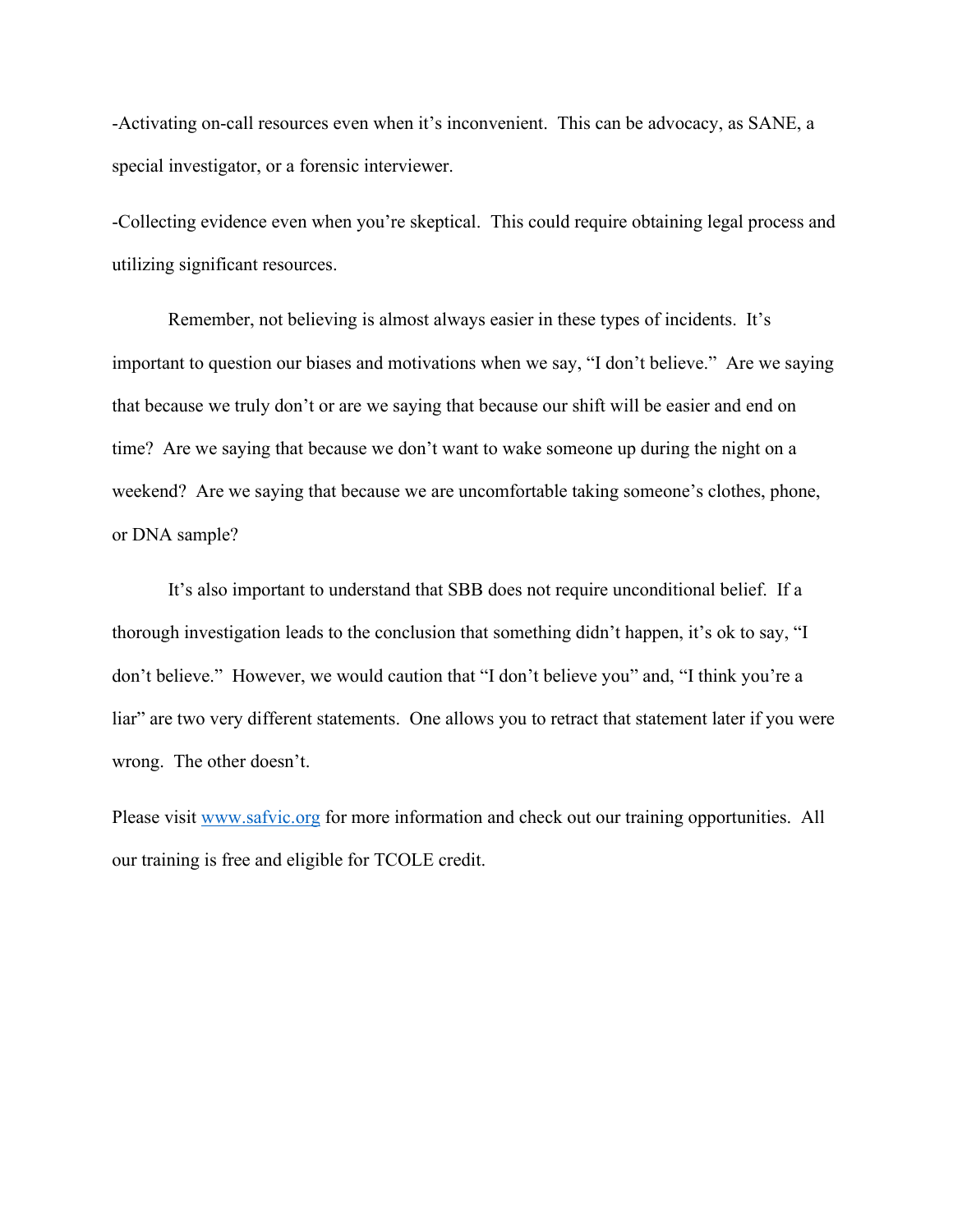-Activating on-call resources even when it's inconvenient. This can be advocacy, as SANE, a special investigator, or a forensic interviewer.

-Collecting evidence even when you're skeptical. This could require obtaining legal process and utilizing significant resources.

Remember, not believing is almost always easier in these types of incidents. It's important to question our biases and motivations when we say, "I don't believe." Are we saying that because we truly don't or are we saying that because our shift will be easier and end on time? Are we saying that because we don't want to wake someone up during the night on a weekend? Are we saying that because we are uncomfortable taking someone's clothes, phone, or DNA sample?

It's also important to understand that SBB does not require unconditional belief. If a thorough investigation leads to the conclusion that something didn't happen, it's ok to say, "I don't believe." However, we would caution that "I don't believe you" and, "I think you're a liar" are two very different statements. One allows you to retract that statement later if you were wrong. The other doesn't.

Please visit [www.safvic.org](http://www.safvic.org) for more information and check out our training opportunities. All our training is free and eligible for TCOLE credit.